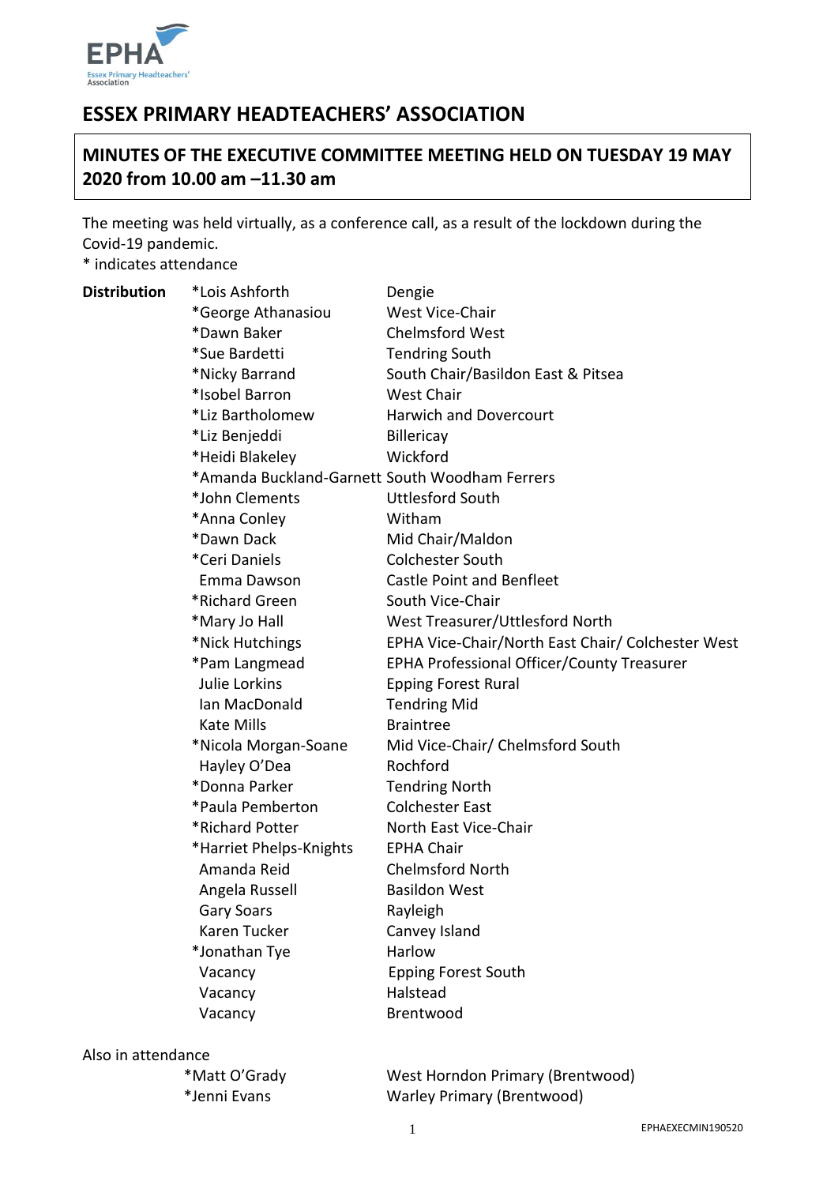# ESSEX PRIMARY HEADTEACHERS' ASSOCIATION

## MINUTES OF THE EXECUTIVE COMMITTEE MEETING HELD ON TUESDAY 19 MAY 2020 from 10.00 am –11.30 am

The meeting was held virtually, as a conference call, as a result of the lockdown during the Covid-19 pandemic.
* indicates attendance

| Distribution | | |
|---|---|---|
| | *Lois Ashforth | Dengie |
| | *George Athanasiou | West Vice-Chair |
| | *Dawn Baker | Chelmsford West |
| | *Sue Bardetti | Tendring South |
| | *Nicky Barrand | South Chair/Basildon East & Pitsea |
| | *Isobel Barron | West Chair |
| | *Liz Bartholomew | Harwich and Dovercourt |
| | *Liz Benjeddi | Billericay |
| | *Heidi Blakeley | Wickford |
| | *Amanda Buckland-Garnett | South Woodham Ferrers |
| | *John Clements | Uttlesford South |
| | *Anna Conley | Witham |
| | *Dawn Dack | Mid Chair/Maldon |
| | *Ceri Daniels | Colchester South |
| | Emma Dawson | Castle Point and Benfleet |
| | *Richard Green | South Vice-Chair |
| | *Mary Jo Hall | West Treasurer/Uttlesford North |
| | *Nick Hutchings | EPHA Vice-Chair/North East Chair/ Colchester West |
| | *Pam Langmead | EPHA Professional Officer/County Treasurer |
| | Julie Lorkins | Epping Forest Rural |
| | Ian MacDonald | Tendring Mid |
| | Kate Mills | Braintree |
| | *Nicola Morgan-Soane | Mid Vice-Chair/ Chelmsford South |
| | Hayley O'Dea | Rochford |
| | *Donna Parker | Tendring North |
| | *Paula Pemberton | Colchester East |
| | *Richard Potter | North East Vice-Chair |
| | *Harriet Phelps-Knights | EPHA Chair |
| | Amanda Reid | Chelmsford North |
| | Angela Russell | Basildon West |
| | Gary Soars | Rayleigh |
| | Karen Tucker | Canvey Island |
| | *Jonathan Tye | Harlow |
| | Vacancy | Epping Forest South |
| | Vacancy | Halstead |
| | Vacancy | Brentwood |

Also in attendance

| | |
|---|---|
| *Matt O'Grady | West Horndon Primary (Brentwood) |
| *Jenni Evans | Warley Primary (Brentwood) |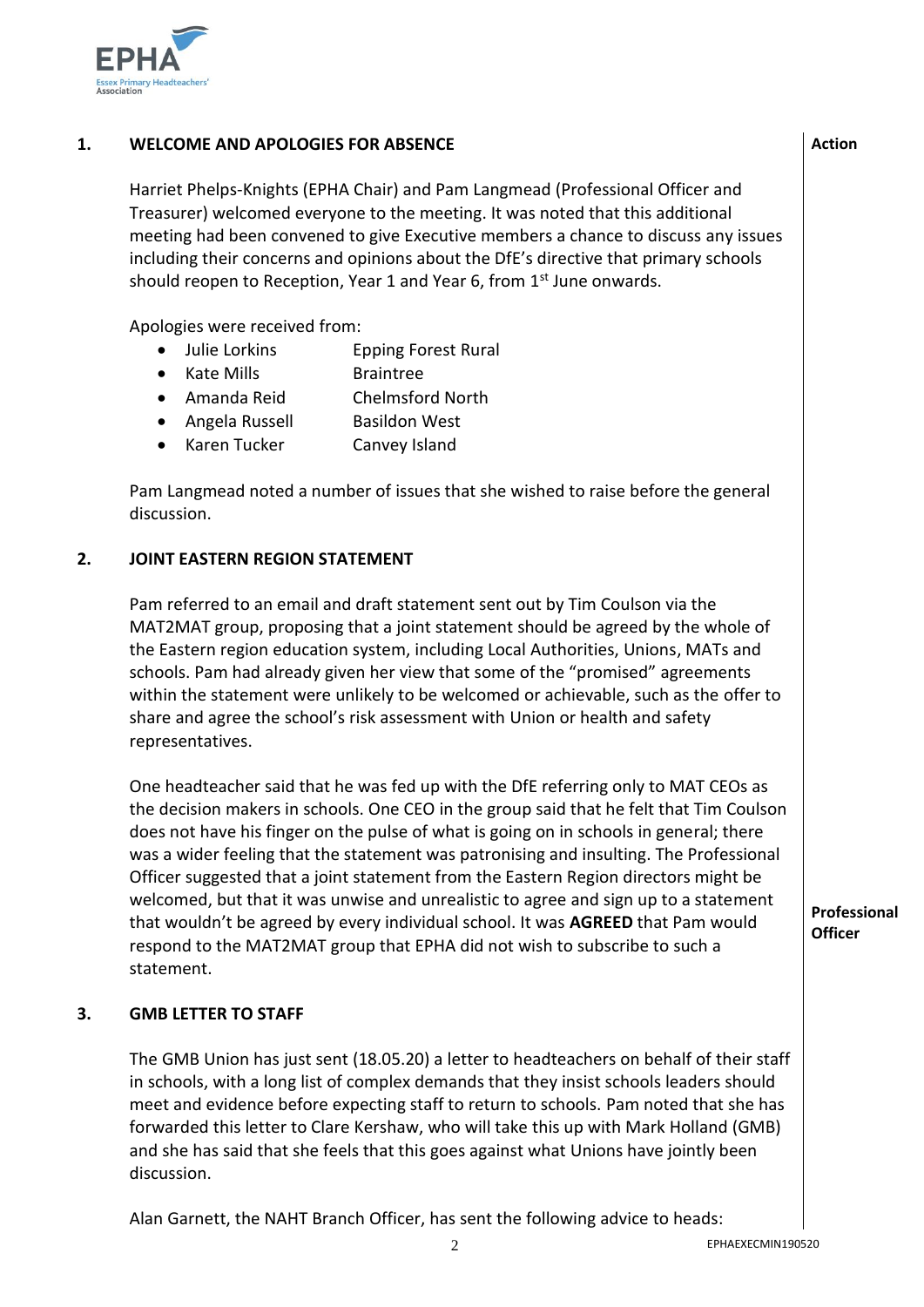## 1. WELCOME AND APOLOGIES FOR ABSENCE

**Action**

Harriet Phelps-Knights (EPHA Chair) and Pam Langmead (Professional Officer and Treasurer) welcomed everyone to the meeting. It was noted that this additional meeting had been convened to give Executive members a chance to discuss any issues including their concerns and opinions about the DfE's directive that primary schools should reopen to Reception, Year 1 and Year 6, from 1st June onwards.

Apologies were received from:

- Julie Lorkins — Epping Forest Rural
- Kate Mills — Braintree
- Amanda Reid — Chelmsford North
- Angela Russell — Basildon West
- Karen Tucker — Canvey Island

Pam Langmead noted a number of issues that she wished to raise before the general discussion.

## 2. JOINT EASTERN REGION STATEMENT

Pam referred to an email and draft statement sent out by Tim Coulson via the MAT2MAT group, proposing that a joint statement should be agreed by the whole of the Eastern region education system, including Local Authorities, Unions, MATs and schools. Pam had already given her view that some of the "promised" agreements within the statement were unlikely to be welcomed or achievable, such as the offer to share and agree the school's risk assessment with Union or health and safety representatives.

One headteacher said that he was fed up with the DfE referring only to MAT CEOs as the decision makers in schools. One CEO in the group said that he felt that Tim Coulson does not have his finger on the pulse of what is going on in schools in general; there was a wider feeling that the statement was patronising and insulting. The Professional Officer suggested that a joint statement from the Eastern Region directors might be welcomed, but that it was unwise and unrealistic to agree and sign up to a statement that wouldn't be agreed by every individual school. It was **AGREED** that Pam would respond to the MAT2MAT group that EPHA did not wish to subscribe to such a statement. — **Professional Officer**

## 3. GMB LETTER TO STAFF

The GMB Union has just sent (18.05.20) a letter to headteachers on behalf of their staff in schools, with a long list of complex demands that they insist schools leaders should meet and evidence before expecting staff to return to schools. Pam noted that she has forwarded this letter to Clare Kershaw, who will take this up with Mark Holland (GMB) and she has said that she feels that this goes against what Unions have jointly been discussion.

Alan Garnett, the NAHT Branch Officer, has sent the following advice to heads: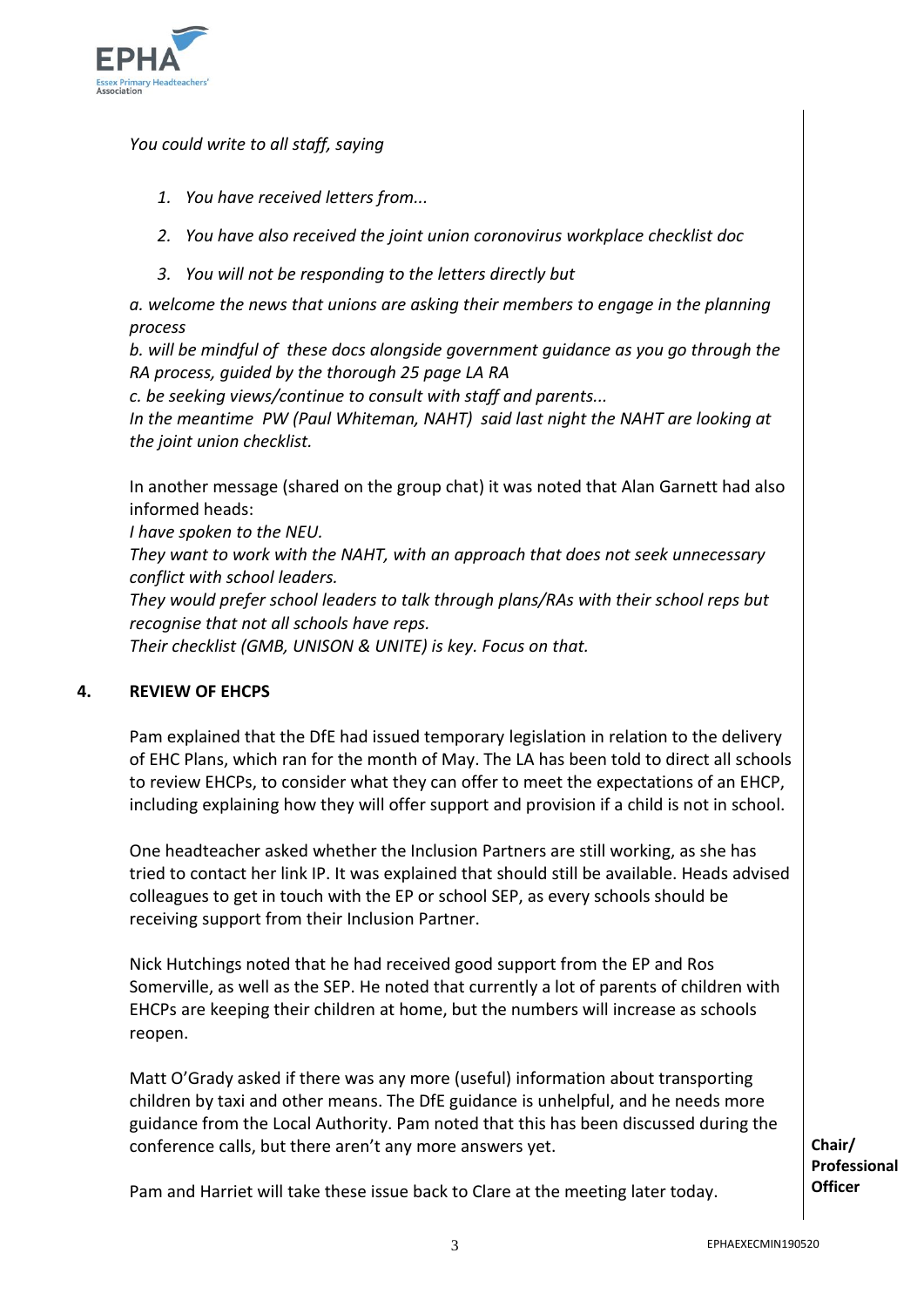*You could write to all staff, saying*

1. *You have received letters from...*
2. *You have also received the joint union coronovirus workplace checklist doc*
3. *You will not be responding to the letters directly but*

*a. welcome the news that unions are asking their members to engage in the planning process*
*b. will be mindful of these docs alongside government guidance as you go through the RA process, guided by the thorough 25 page LA RA*
*c. be seeking views/continue to consult with staff and parents...*
*In the meantime PW (Paul Whiteman, NAHT) said last night the NAHT are looking at the joint union checklist.*

In another message (shared on the group chat) it was noted that Alan Garnett had also informed heads:
*I have spoken to the NEU.*
*They want to work with the NAHT, with an approach that does not seek unnecessary conflict with school leaders.*
*They would prefer school leaders to talk through plans/RAs with their school reps but recognise that not all schools have reps.*
*Their checklist (GMB, UNISON & UNITE) is key. Focus on that.*

## 4. REVIEW OF EHCPS

Pam explained that the DfE had issued temporary legislation in relation to the delivery of EHC Plans, which ran for the month of May. The LA has been told to direct all schools to review EHCPs, to consider what they can offer to meet the expectations of an EHCP, including explaining how they will offer support and provision if a child is not in school.

One headteacher asked whether the Inclusion Partners are still working, as she has tried to contact her link IP. It was explained that should still be available. Heads advised colleagues to get in touch with the EP or school SEP, as every schools should be receiving support from their Inclusion Partner.

Nick Hutchings noted that he had received good support from the EP and Ros Somerville, as well as the SEP. He noted that currently a lot of parents of children with EHCPs are keeping their children at home, but the numbers will increase as schools reopen.

Matt O'Grady asked if there was any more (useful) information about transporting children by taxi and other means. The DfE guidance is unhelpful, and he needs more guidance from the Local Authority. Pam noted that this has been discussed during the conference calls, but there aren't any more answers yet.

Pam and Harriet will take these issue back to Clare at the meeting later today. **Chair/ Professional Officer**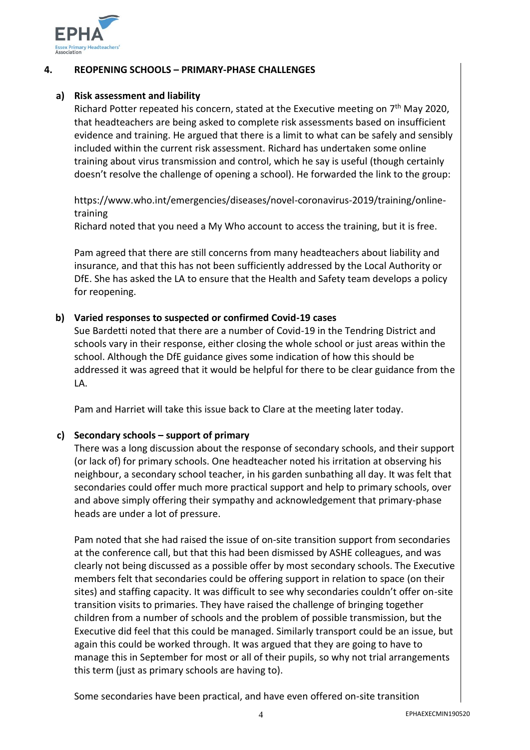## 4. REOPENING SCHOOLS – PRIMARY-PHASE CHALLENGES

### a) Risk assessment and liability

Richard Potter repeated his concern, stated at the Executive meeting on 7th May 2020, that headteachers are being asked to complete risk assessments based on insufficient evidence and training. He argued that there is a limit to what can be safely and sensibly included within the current risk assessment. Richard has undertaken some online training about virus transmission and control, which he say is useful (though certainly doesn't resolve the challenge of opening a school). He forwarded the link to the group:

https://www.who.int/emergencies/diseases/novel-coronavirus-2019/training/online-training

Richard noted that you need a My Who account to access the training, but it is free.

Pam agreed that there are still concerns from many headteachers about liability and insurance, and that this has not been sufficiently addressed by the Local Authority or DfE. She has asked the LA to ensure that the Health and Safety team develops a policy for reopening.

### b) Varied responses to suspected or confirmed Covid-19 cases

Sue Bardetti noted that there are a number of Covid-19 in the Tendring District and schools vary in their response, either closing the whole school or just areas within the school. Although the DfE guidance gives some indication of how this should be addressed it was agreed that it would be helpful for there to be clear guidance from the LA.

Pam and Harriet will take this issue back to Clare at the meeting later today.

### c) Secondary schools – support of primary

There was a long discussion about the response of secondary schools, and their support (or lack of) for primary schools. One headteacher noted his irritation at observing his neighbour, a secondary school teacher, in his garden sunbathing all day. It was felt that secondaries could offer much more practical support and help to primary schools, over and above simply offering their sympathy and acknowledgement that primary-phase heads are under a lot of pressure.

Pam noted that she had raised the issue of on-site transition support from secondaries at the conference call, but that this had been dismissed by ASHE colleagues, and was clearly not being discussed as a possible offer by most secondary schools. The Executive members felt that secondaries could be offering support in relation to space (on their sites) and staffing capacity. It was difficult to see why secondaries couldn't offer on-site transition visits to primaries. They have raised the challenge of bringing together children from a number of schools and the problem of possible transmission, but the Executive did feel that this could be managed. Similarly transport could be an issue, but again this could be worked through. It was argued that they are going to have to manage this in September for most or all of their pupils, so why not trial arrangements this term (just as primary schools are having to).

Some secondaries have been practical, and have even offered on-site transition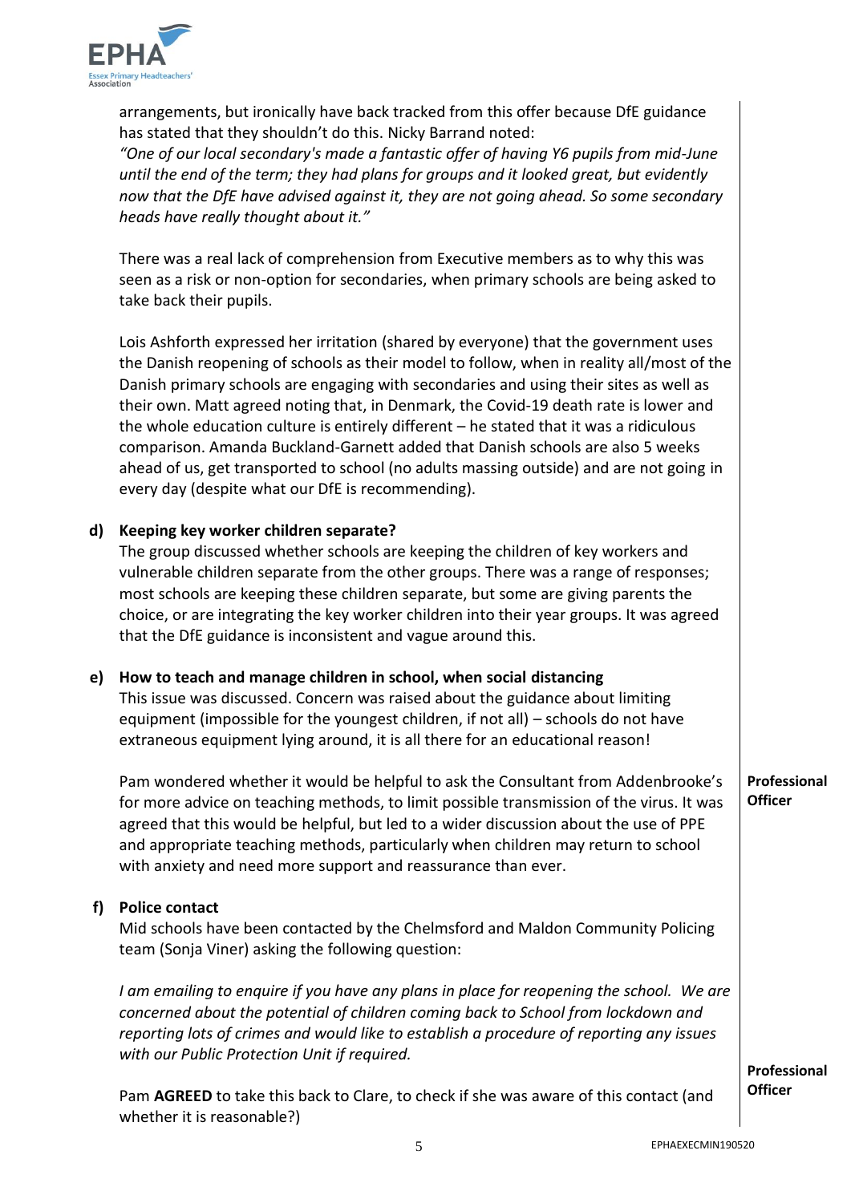arrangements, but ironically have back tracked from this offer because DfE guidance has stated that they shouldn't do this. Nicky Barrand noted:

*"One of our local secondary's made a fantastic offer of having Y6 pupils from mid-June until the end of the term; they had plans for groups and it looked great, but evidently now that the DfE have advised against it, they are not going ahead. So some secondary heads have really thought about it."*

There was a real lack of comprehension from Executive members as to why this was seen as a risk or non-option for secondaries, when primary schools are being asked to take back their pupils.

Lois Ashforth expressed her irritation (shared by everyone) that the government uses the Danish reopening of schools as their model to follow, when in reality all/most of the Danish primary schools are engaging with secondaries and using their sites as well as their own. Matt agreed noting that, in Denmark, the Covid-19 death rate is lower and the whole education culture is entirely different – he stated that it was a ridiculous comparison. Amanda Buckland-Garnett added that Danish schools are also 5 weeks ahead of us, get transported to school (no adults massing outside) and are not going in every day (despite what our DfE is recommending).

**d) Keeping key worker children separate?**

The group discussed whether schools are keeping the children of key workers and vulnerable children separate from the other groups. There was a range of responses; most schools are keeping these children separate, but some are giving parents the choice, or are integrating the key worker children into their year groups. It was agreed that the DfE guidance is inconsistent and vague around this.

**e) How to teach and manage children in school, when social distancing**

This issue was discussed. Concern was raised about the guidance about limiting equipment (impossible for the youngest children, if not all) – schools do not have extraneous equipment lying around, it is all there for an educational reason!

Pam wondered whether it would be helpful to ask the Consultant from Addenbrooke's for more advice on teaching methods, to limit possible transmission of the virus. It was agreed that this would be helpful, but led to a wider discussion about the use of PPE and appropriate teaching methods, particularly when children may return to school with anxiety and need more support and reassurance than ever. — **Professional Officer**

**f) Police contact**

Mid schools have been contacted by the Chelmsford and Maldon Community Policing team (Sonja Viner) asking the following question:

*I am emailing to enquire if you have any plans in place for reopening the school. We are concerned about the potential of children coming back to School from lockdown and reporting lots of crimes and would like to establish a procedure of reporting any issues with our Public Protection Unit if required.*

Pam **AGREED** to take this back to Clare, to check if she was aware of this contact (and whether it is reasonable?) — **Professional Officer**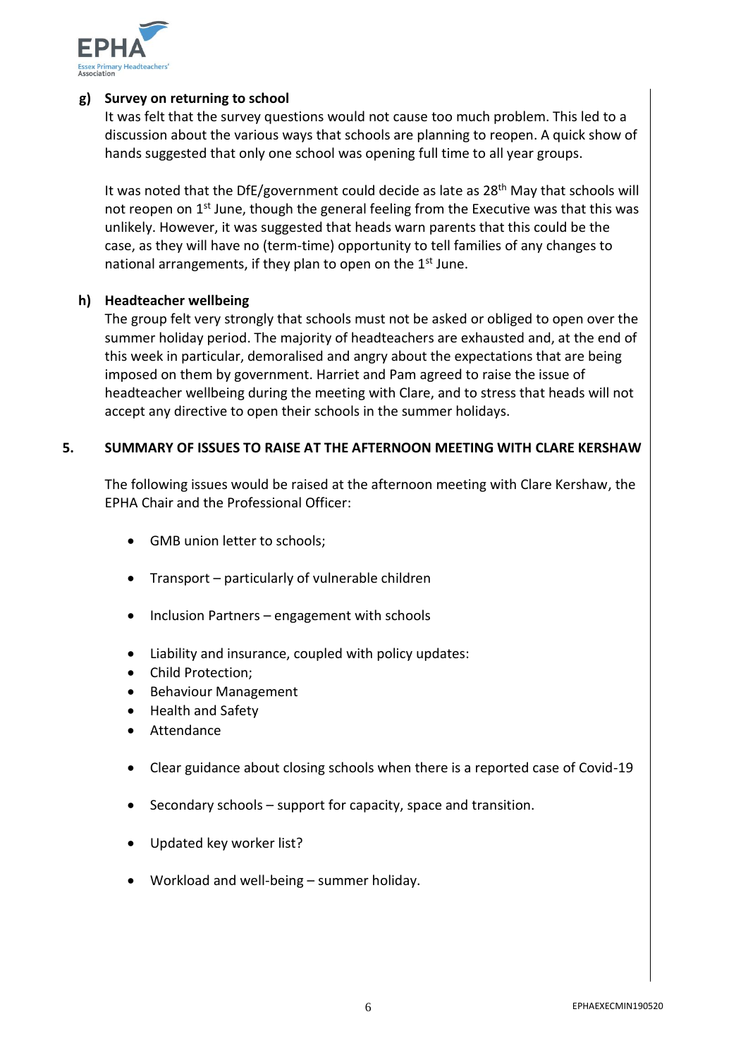**g) Survey on returning to school**

It was felt that the survey questions would not cause too much problem. This led to a discussion about the various ways that schools are planning to reopen. A quick show of hands suggested that only one school was opening full time to all year groups.

It was noted that the DfE/government could decide as late as 28th May that schools will not reopen on 1st June, though the general feeling from the Executive was that this was unlikely. However, it was suggested that heads warn parents that this could be the case, as they will have no (term-time) opportunity to tell families of any changes to national arrangements, if they plan to open on the 1st June.

**h) Headteacher wellbeing**

The group felt very strongly that schools must not be asked or obliged to open over the summer holiday period. The majority of headteachers are exhausted and, at the end of this week in particular, demoralised and angry about the expectations that are being imposed on them by government. Harriet and Pam agreed to raise the issue of headteacher wellbeing during the meeting with Clare, and to stress that heads will not accept any directive to open their schools in the summer holidays.

## 5. SUMMARY OF ISSUES TO RAISE AT THE AFTERNOON MEETING WITH CLARE KERSHAW

The following issues would be raised at the afternoon meeting with Clare Kershaw, the EPHA Chair and the Professional Officer:

- GMB union letter to schools;
- Transport – particularly of vulnerable children
- Inclusion Partners – engagement with schools
- Liability and insurance, coupled with policy updates:
- Child Protection;
- Behaviour Management
- Health and Safety
- Attendance
- Clear guidance about closing schools when there is a reported case of Covid-19
- Secondary schools – support for capacity, space and transition.
- Updated key worker list?
- Workload and well-being – summer holiday.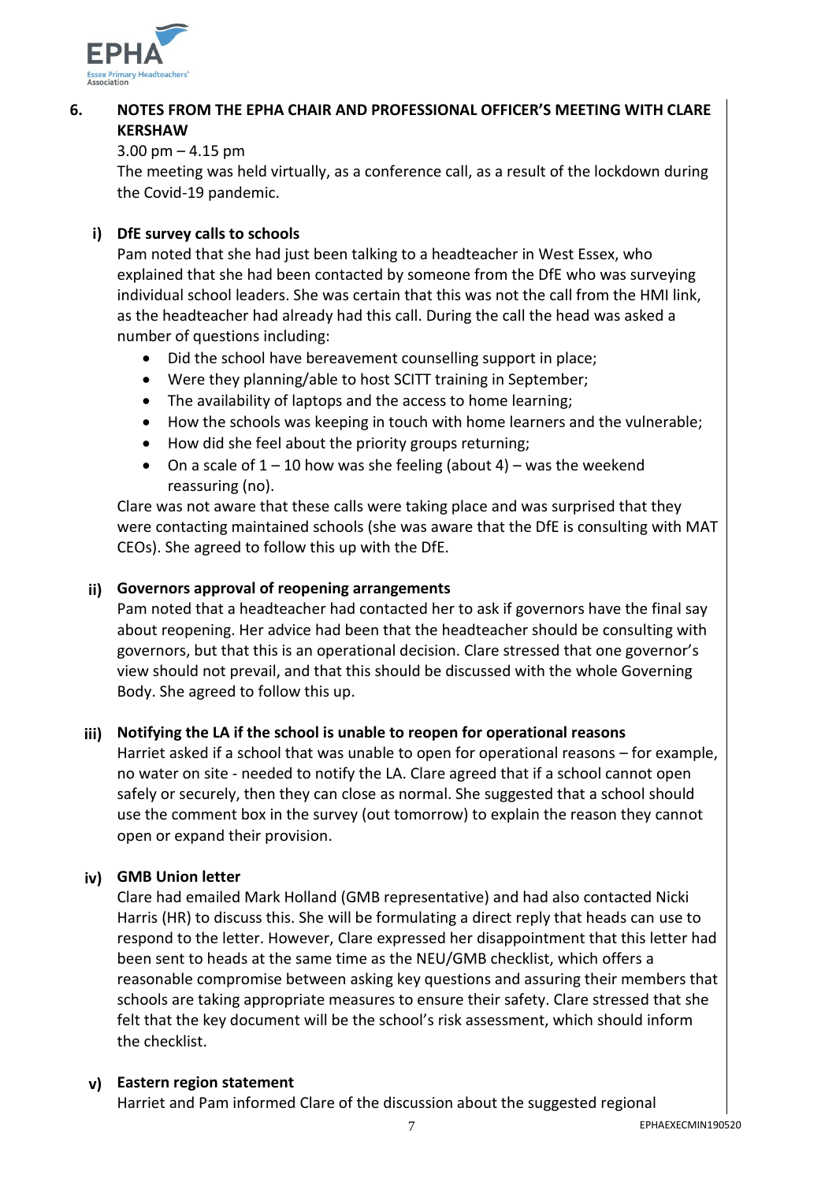## 6. NOTES FROM THE EPHA CHAIR AND PROFESSIONAL OFFICER'S MEETING WITH CLARE KERSHAW

3.00 pm – 4.15 pm

The meeting was held virtually, as a conference call, as a result of the lockdown during the Covid-19 pandemic.

### i) DfE survey calls to schools

Pam noted that she had just been talking to a headteacher in West Essex, who explained that she had been contacted by someone from the DfE who was surveying individual school leaders. She was certain that this was not the call from the HMI link, as the headteacher had already had this call. During the call the head was asked a number of questions including:

- Did the school have bereavement counselling support in place;
- Were they planning/able to host SCITT training in September;
- The availability of laptops and the access to home learning;
- How the schools was keeping in touch with home learners and the vulnerable;
- How did she feel about the priority groups returning;
- On a scale of 1 – 10 how was she feeling (about 4) – was the weekend reassuring (no).

Clare was not aware that these calls were taking place and was surprised that they were contacting maintained schools (she was aware that the DfE is consulting with MAT CEOs). She agreed to follow this up with the DfE.

### ii) Governors approval of reopening arrangements

Pam noted that a headteacher had contacted her to ask if governors have the final say about reopening. Her advice had been that the headteacher should be consulting with governors, but that this is an operational decision. Clare stressed that one governor's view should not prevail, and that this should be discussed with the whole Governing Body. She agreed to follow this up.

### iii) Notifying the LA if the school is unable to reopen for operational reasons

Harriet asked if a school that was unable to open for operational reasons – for example, no water on site - needed to notify the LA. Clare agreed that if a school cannot open safely or securely, then they can close as normal. She suggested that a school should use the comment box in the survey (out tomorrow) to explain the reason they cannot open or expand their provision.

### iv) GMB Union letter

Clare had emailed Mark Holland (GMB representative) and had also contacted Nicki Harris (HR) to discuss this. She will be formulating a direct reply that heads can use to respond to the letter. However, Clare expressed her disappointment that this letter had been sent to heads at the same time as the NEU/GMB checklist, which offers a reasonable compromise between asking key questions and assuring their members that schools are taking appropriate measures to ensure their safety. Clare stressed that she felt that the key document will be the school's risk assessment, which should inform the checklist.

### v) Eastern region statement

Harriet and Pam informed Clare of the discussion about the suggested regional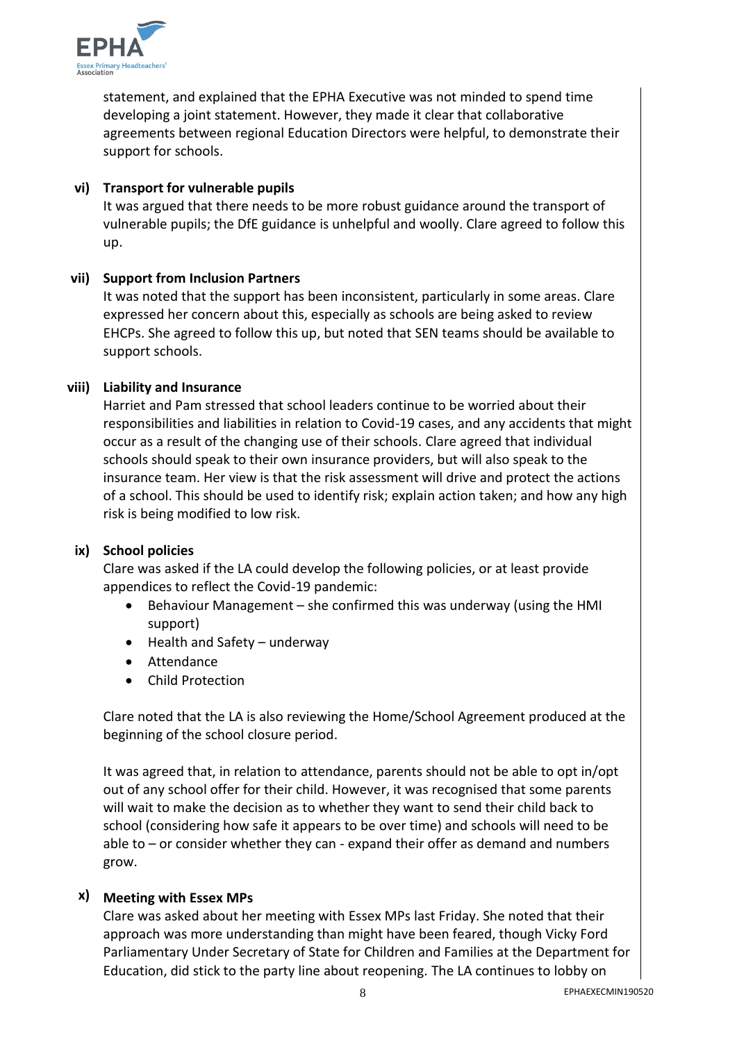statement, and explained that the EPHA Executive was not minded to spend time developing a joint statement. However, they made it clear that collaborative agreements between regional Education Directors were helpful, to demonstrate their support for schools.

**vi) Transport for vulnerable pupils**

It was argued that there needs to be more robust guidance around the transport of vulnerable pupils; the DfE guidance is unhelpful and woolly. Clare agreed to follow this up.

**vii) Support from Inclusion Partners**

It was noted that the support has been inconsistent, particularly in some areas. Clare expressed her concern about this, especially as schools are being asked to review EHCPs. She agreed to follow this up, but noted that SEN teams should be available to support schools.

**viii) Liability and Insurance**

Harriet and Pam stressed that school leaders continue to be worried about their responsibilities and liabilities in relation to Covid-19 cases, and any accidents that might occur as a result of the changing use of their schools. Clare agreed that individual schools should speak to their own insurance providers, but will also speak to the insurance team. Her view is that the risk assessment will drive and protect the actions of a school. This should be used to identify risk; explain action taken; and how any high risk is being modified to low risk.

**ix) School policies**

Clare was asked if the LA could develop the following policies, or at least provide appendices to reflect the Covid-19 pandemic:

- Behaviour Management – she confirmed this was underway (using the HMI support)
- Health and Safety – underway
- Attendance
- Child Protection

Clare noted that the LA is also reviewing the Home/School Agreement produced at the beginning of the school closure period.

It was agreed that, in relation to attendance, parents should not be able to opt in/opt out of any school offer for their child. However, it was recognised that some parents will wait to make the decision as to whether they want to send their child back to school (considering how safe it appears to be over time) and schools will need to be able to – or consider whether they can - expand their offer as demand and numbers grow.

**x) Meeting with Essex MPs**

Clare was asked about her meeting with Essex MPs last Friday. She noted that their approach was more understanding than might have been feared, though Vicky Ford Parliamentary Under Secretary of State for Children and Families at the Department for Education, did stick to the party line about reopening. The LA continues to lobby on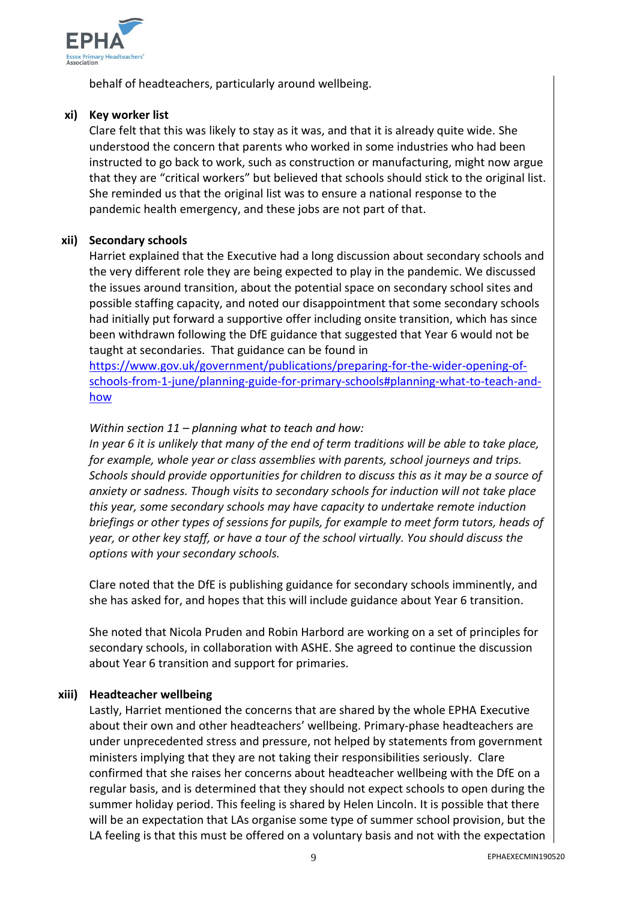behalf of headteachers, particularly around wellbeing.

**xi) Key worker list**

Clare felt that this was likely to stay as it was, and that it is already quite wide. She understood the concern that parents who worked in some industries who had been instructed to go back to work, such as construction or manufacturing, might now argue that they are "critical workers" but believed that schools should stick to the original list. She reminded us that the original list was to ensure a national response to the pandemic health emergency, and these jobs are not part of that.

**xii) Secondary schools**

Harriet explained that the Executive had a long discussion about secondary schools and the very different role they are being expected to play in the pandemic. We discussed the issues around transition, about the potential space on secondary school sites and possible staffing capacity, and noted our disappointment that some secondary schools had initially put forward a supportive offer including onsite transition, which has since been withdrawn following the DfE guidance that suggested that Year 6 would not be taught at secondaries. That guidance can be found in https://www.gov.uk/government/publications/preparing-for-the-wider-opening-of-schools-from-1-june/planning-guide-for-primary-schools#planning-what-to-teach-and-how

*Within section 11 – planning what to teach and how:*
*In year 6 it is unlikely that many of the end of term traditions will be able to take place, for example, whole year or class assemblies with parents, school journeys and trips. Schools should provide opportunities for children to discuss this as it may be a source of anxiety or sadness. Though visits to secondary schools for induction will not take place this year, some secondary schools may have capacity to undertake remote induction briefings or other types of sessions for pupils, for example to meet form tutors, heads of year, or other key staff, or have a tour of the school virtually. You should discuss the options with your secondary schools.*

Clare noted that the DfE is publishing guidance for secondary schools imminently, and she has asked for, and hopes that this will include guidance about Year 6 transition.

She noted that Nicola Pruden and Robin Harbord are working on a set of principles for secondary schools, in collaboration with ASHE. She agreed to continue the discussion about Year 6 transition and support for primaries.

**xiii) Headteacher wellbeing**

Lastly, Harriet mentioned the concerns that are shared by the whole EPHA Executive about their own and other headteachers' wellbeing. Primary-phase headteachers are under unprecedented stress and pressure, not helped by statements from government ministers implying that they are not taking their responsibilities seriously. Clare confirmed that she raises her concerns about headteacher wellbeing with the DfE on a regular basis, and is determined that they should not expect schools to open during the summer holiday period. This feeling is shared by Helen Lincoln. It is possible that there will be an expectation that LAs organise some type of summer school provision, but the LA feeling is that this must be offered on a voluntary basis and not with the expectation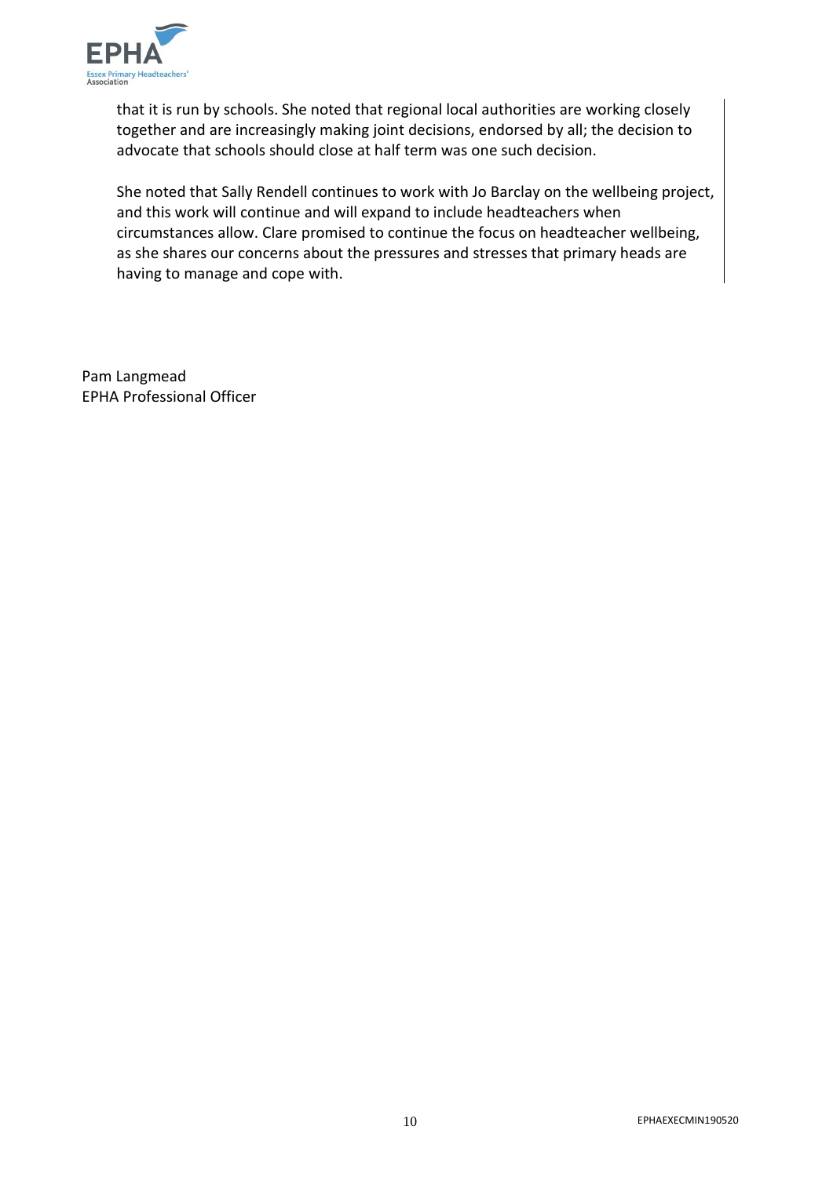that it is run by schools. She noted that regional local authorities are working closely together and are increasingly making joint decisions, endorsed by all; the decision to advocate that schools should close at half term was one such decision.

She noted that Sally Rendell continues to work with Jo Barclay on the wellbeing project, and this work will continue and will expand to include headteachers when circumstances allow. Clare promised to continue the focus on headteacher wellbeing, as she shares our concerns about the pressures and stresses that primary heads are having to manage and cope with.

Pam Langmead
EPHA Professional Officer